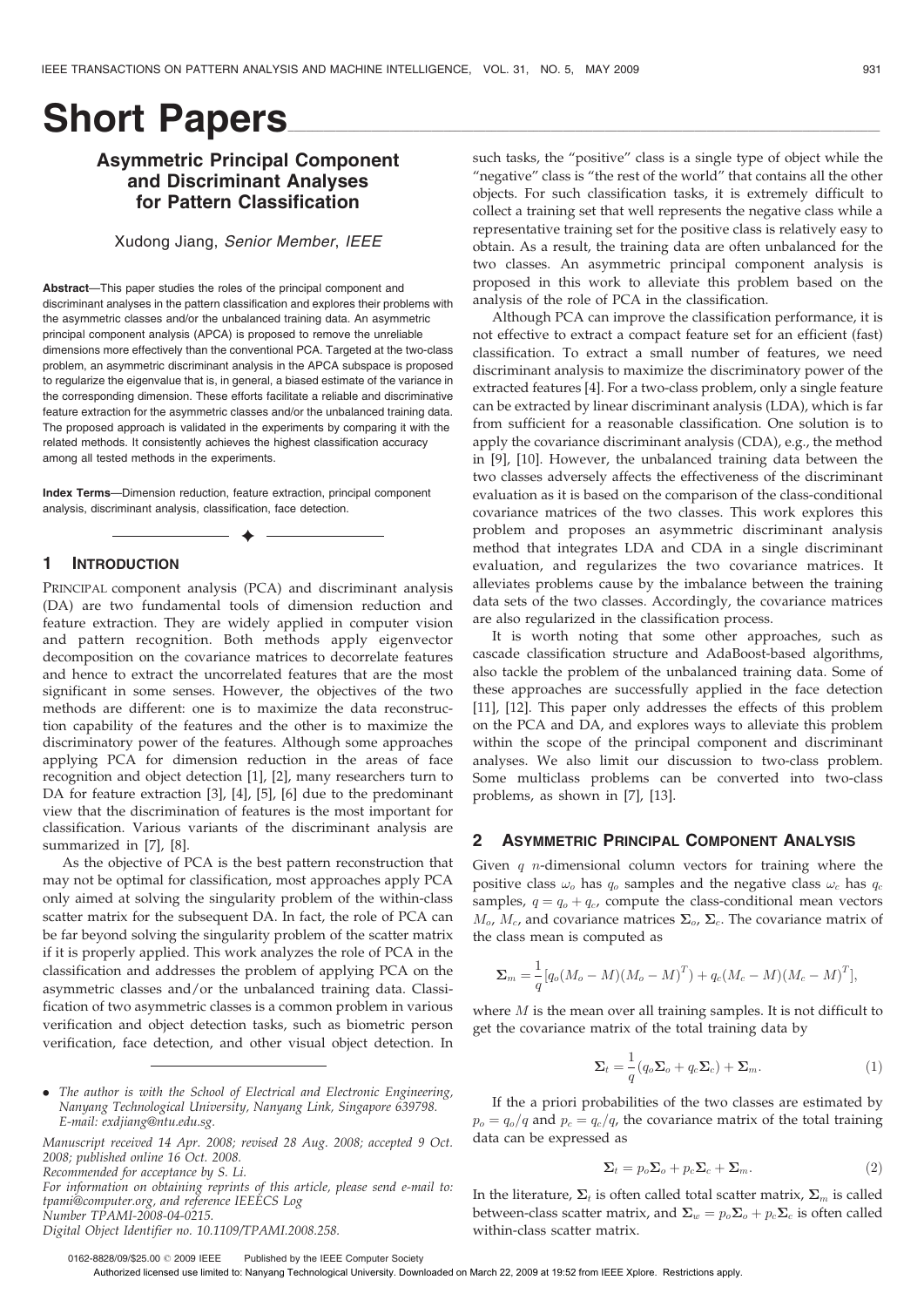# Short Papers

## Asymmetric Principal Component and Discriminant Analyses for Pattern Classification

Xudong Jiang, *Senior Member*, *IEEE*

**Abstract**—This paper studies the roles of the principal component and discriminant analyses in the pattern classification and explores their problems with the asymmetric classes and/or the unbalanced training data. An asymmetric principal component analysis (APCA) is proposed to remove the unreliable dimensions more effectively than the conventional PCA. Targeted at the two-class problem, an asymmetric discriminant analysis in the APCA subspace is proposed to regularize the eigenvalue that is, in general, a biased estimate of the variance in the corresponding dimension. These efforts facilitate a reliable and discriminative feature extraction for the asymmetric classes and/or the unbalanced training data. The proposed approach is validated in the experiments by comparing it with the related methods. It consistently achieves the highest classification accuracy among all tested methods in the experiments.

**Index Terms**—Dimension reduction, feature extraction, principal component analysis, discriminant analysis, classification, face detection.

## 1 Introduction

Principal component analysis (PCA) and discriminant analysis (DA) are two fundamental tools of dimension reduction and feature extraction. They are widely applied in computer vision and pattern recognition. Both methods apply eigenvector decomposition on the covariance matrices to decorrelate features and hence to extract the uncorrelated features that are the most significant in some senses. However, the objectives of the two methods are different: one is to maximize the data reconstruction capability of the features and the other is to maximize the discriminatory power of the features. Although some approaches applying PCA for dimension reduction in the areas of face recognition and object detection [1], [2], many researchers turn to DA for feature extraction [3], [4], [5], [6] due to the predominant view that the discrimination of features is the most important for classification. Various variants of the discriminant analysis are summarized in [7], [8].

As the objective of PCA is the best pattern reconstruction that may not be optimal for classification, most approaches apply PCA only aimed at solving the singularity problem of the within-class scatter matrix for the subsequent DA. In fact, the role of PCA can be far beyond solving the singularity problem of the scatter matrix if it is properly applied. This work analyzes the role of PCA in the classification and addresses the problem of applying PCA on the asymmetric classes and/or the unbalanced training data. Classification of two asymmetric classes is a common problem in various verification and object detection tasks, such as biometric person verification, face detection, and other visual object detection. In such tasks, the "positive" class is a single type of object while the "negative" class is "the rest of the world" that contains all the other objects. For such classification tasks, it is extremely difficult to collect a training set that well represents the negative class while a representative training set for the positive class is relatively easy to obtain. As a result, the training data are often unbalanced for the two classes. An asymmetric principal component analysis is proposed in this work to alleviate this problem based on the analysis of the role of PCA in the classification.

Although PCA can improve the classification performance, it is not effective to extract a compact feature set for an efficient (fast) classification. To extract a small number of features, we need discriminant analysis to maximize the discriminatory power of the extracted features [4]. For a two-class problem, only a single feature can be extracted by linear discriminant analysis (LDA), which is far from sufficient for a reasonable classification. One solution is to apply the covariance discriminant analysis (CDA), e.g., the method in [9], [10]. However, the unbalanced training data between the two classes adversely affects the effectiveness of the discriminant evaluation as it is based on the comparison of the class-conditional covariance matrices of the two classes. This work explores this problem and proposes an asymmetric discriminant analysis method that integrates LDA and CDA in a single discriminant evaluation, and regularizes the two covariance matrices. It alleviates problems cause by the imbalance between the training data sets of the two classes. Accordingly, the covariance matrices are also regularized in the classification process.

It is worth noting that some other approaches, such as cascade classification structure and AdaBoost-based algorithms, also tackle the problem of the unbalanced training data. Some of these approaches are successfully applied in the face detection [11], [12]. This paper only addresses the effects of this problem on the PCA and DA, and explores ways to alleviate this problem within the scope of the principal component and discriminant analyses. We also limit our discussion to two-class problem. Some multiclass problems can be converted into two-class problems, as shown in [7], [13].

## 2 Asymmetric Principal Component Analysis

Given $q$ $n$-dimensional column vectors for training where the positive class $\omega_o$ has $q_o$ samples and the negative class $\omega_c$ has $q_c$ samples, $q = q_o + q_c$, compute the class-conditional mean vectors $M_o$, $M_c$, and covariance matrices $\mathbf{\Sigma}_o$, $\mathbf{\Sigma}_c$. The covariance matrix of the class mean is computed as

$$\mathbf{\Sigma}_m = \frac{1}{q}[q_o(M_o - M)(M_o - M)^T) + q_c(M_c - M)(M_c - M)^T],$$

where $M$ is the mean over all training samples. It is not difficult to get the covariance matrix of the total training data by

$$\mathbf{\Sigma}_t = \frac{1}{q}(q_o\mathbf{\Sigma}_o + q_c\mathbf{\Sigma}_c) + \mathbf{\Sigma}_m. \tag{1}$$

If the a priori probabilities of the two classes are estimated by $p_o = q_o/q$ and $p_c = q_c/q$, the covariance matrix of the total training data can be expressed as

$$\mathbf{\Sigma}_t = p_o\mathbf{\Sigma}_o + p_c\mathbf{\Sigma}_c + \mathbf{\Sigma}_m. \tag{2}$$

In the literature, $\mathbf{\Sigma}_t$ is often called total scatter matrix, $\mathbf{\Sigma}_m$ is called between-class scatter matrix, and $\mathbf{\Sigma}_w = p_o\mathbf{\Sigma}_o + p_c\mathbf{\Sigma}_c$ is often called within-class scatter matrix.

---

- *The author is with the School of Electrical and Electronic Engineering, Nanyang Technological University, Nanyang Link, Singapore 639798. E-mail: exdjiang@ntu.edu.sg.*

*Manuscript received 14 Apr. 2008; revised 28 Aug. 2008; accepted 9 Oct. 2008; published online 16 Oct. 2008.*
*Recommended for acceptance by S. Li.*
*For information on obtaining reprints of this article, please send e-mail to: tpami@computer.org, and reference IEEECS Log Number TPAMI-2008-04-0215.*
*Digital Object Identifier no. 10.1109/TPAMI.2008.258.*

0162-8828/09/$25.00 © 2009 IEEE Published by the IEEE Computer Society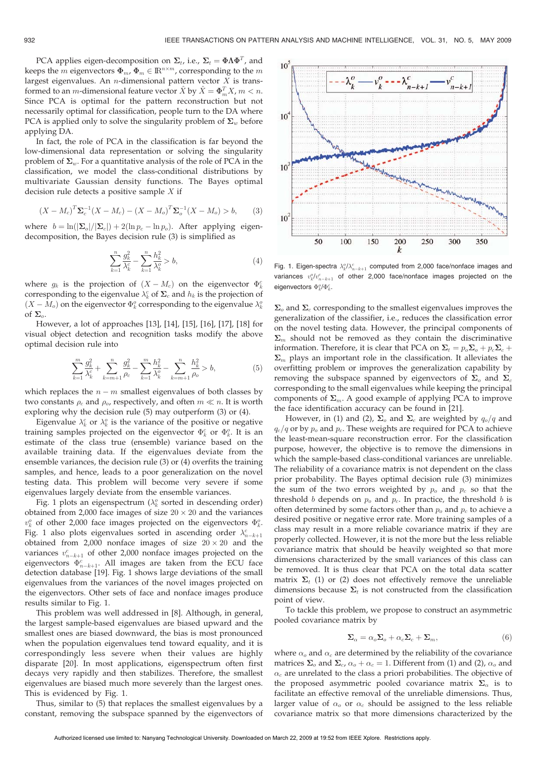PCA applies eigen-decomposition on $\Sigma_t$, i.e., $\Sigma_t = \Phi\Lambda\Phi^T$, and keeps the $m$ eigenvectors $\Phi_m$, $\Phi_m \in \mathbb{R}^{n\times m}$, corresponding to the $m$ largest eigenvalues. An $n$-dimensional pattern vector $X$ is transformed to an $m$-dimensional feature vector $\hat{X}$ by $\hat{X} = \Phi_m^T X$, $m < n$. Since PCA is optimal for the pattern reconstruction but not necessarily optimal for classification, people turn to the DA where PCA is applied only to solve the singularity problem of $\Sigma_w$ before applying DA.

In fact, the role of PCA in the classification is far beyond the low-dimensional data representation or solving the singularity problem of $\Sigma_w$. For a quantitative analysis of the role of PCA in the classification, we model the class-conditional distributions by multivariate Gaussian density functions. The Bayes optimal decision rule detects a positive sample $X$ if

$$(X - M_c)^T\Sigma_c^{-1}(X - M_c) - (X - M_o)^T\Sigma_o^{-1}(X - M_o) > b, \tag{3}$$

where $b = \ln(|\Sigma_o|/|\Sigma_c|) + 2(\ln p_c - \ln p_o)$. After applying eigen-decomposition, the Bayes decision rule (3) is simplified as

$$\sum_{k=1}^{n}\frac{g_k^2}{\lambda_k^c} - \sum_{k=1}^{n}\frac{h_k^2}{\lambda_k^o} > b, \tag{4}$$

where $g_k$ is the projection of $(X - M_c)$ on the eigenvector $\Phi_k^c$ corresponding to the eigenvalue $\lambda_k^c$ of $\Sigma_c$ and $h_k$ is the projection of $(X - M_o)$ on the eigenvector $\Phi_k^o$ corresponding to the eigenvalue $\lambda_k^o$ of $\Sigma_o$.

However, a lot of approaches [13], [14], [15], [16], [17], [18] for visual object detection and recognition tasks modify the above optimal decision rule into

$$\sum_{k=1}^{m}\frac{g_k^2}{\lambda_k^c} + \sum_{k=m+1}^{n}\frac{g_k^2}{\rho_c} - \sum_{k=1}^{m}\frac{h_k^2}{\lambda_k^o} - \sum_{k=m+1}^{n}\frac{h_k^2}{\rho_o} > b, \tag{5}$$

which replaces the $n - m$ smallest eigenvalues of both classes by two constants $\rho_c$ and $\rho_o$, respectively, and often $m \ll n$. It is worth exploring why the decision rule (5) may outperform (3) or (4).

Eigenvalue $\lambda_k^c$ or $\lambda_k^o$ is the variance of the positive or negative training samples projected on the eigenvector $\Phi_k^c$ or $\Phi_k^o$. It is an estimate of the class true (ensemble) variance based on the available training data. If the eigenvalues deviate from the ensemble variances, the decision rule (3) or (4) overfits the training samples, and hence, leads to a poor generalization on the novel testing data. This problem will become very severe if some eigenvalues largely deviate from the ensemble variances.

Fig. 1 plots an eigenspectrum ($\lambda_k^o$ sorted in descending order) obtained from 2,000 face images of size $20 \times 20$ and the variances $v_k^o$ of other 2,000 face images projected on the eigenvectors $\Phi_k^o$. Fig. 1 also plots eigenvalues sorted in ascending order $\lambda_{n-k+1}^c$ obtained from 2,000 nonface images of size $20 \times 20$ and the variances $v_{n-k+1}^c$ of other 2,000 nonface images projected on the eigenvectors $\Phi_{n-k+1}^c$. All images are taken from the ECU face detection database [19]. Fig. 1 shows large deviations of the small eigenvalues from the variances of the novel images projected on the eigenvectors. Other sets of face and nonface images produce results similar to Fig. 1.

This problem was well addressed in [8]. Although, in general, the largest sample-based eigenvalues are biased upward and the smallest ones are biased downward, the bias is most pronounced when the population eigenvalues tend toward equality, and it is correspondingly less severe when their values are highly disparate [20]. In most applications, eigenspectrum often first decays very rapidly and then stabilizes. Therefore, the smallest eigenvalues are biased much more severely than the largest ones. This is evidenced by Fig. 1.

Thus, similar to (5) that replaces the smallest eigenvalues by a constant, removing the subspace spanned by the eigenvectors of

Fig. 1. Eigen-spectra $\lambda_k^o/\lambda_{n-k+1}^c$ computed from 2,000 face/nonface images and variances $v_k^o/v_{n-k+1}^c$ of other 2,000 face/nonface images projected on the eigenvectors $\Phi_k^o/\Phi_k^c$.

$\Sigma_o$ and $\Sigma_c$ corresponding to the smallest eigenvalues improves the generalization of the classifier, i.e., reduces the classification error on the novel testing data. However, the principal components of $\Sigma_m$ should not be removed as they contain the discriminative information. Therefore, it is clear that PCA on $\Sigma_t = p_o\Sigma_o + p_c\Sigma_c + \Sigma_m$ plays an important role in the classification. It alleviates the overfitting problem or improves the generalization capability by removing the subspace spanned by eigenvectors of $\Sigma_o$ and $\Sigma_c$ corresponding to the small eigenvalues while keeping the principal components of $\Sigma_m$. A good example of applying PCA to improve the face identification accuracy can be found in [21].

However, in (1) and (2), $\Sigma_o$ and $\Sigma_c$ are weighted by $q_o/q$ and $q_c/q$ or by $p_o$ and $p_c$. These weights are required for PCA to achieve the least-mean-square reconstruction error. For the classification purpose, however, the objective is to remove the dimensions in which the sample-based class-conditional variances are unreliable. The reliability of a covariance matrix is not dependent on the class prior probability. The Bayes optimal decision rule (3) minimizes the sum of the two errors weighted by $p_o$ and $p_c$ so that the threshold $b$ depends on $p_o$ and $p_c$. In practice, the threshold $b$ is often determined by some factors other than $p_o$ and $p_c$ to achieve a desired positive or negative error rate. More training samples of a class may result in a more reliable covariance matrix if they are properly collected. However, it is not the more but the less reliable covariance matrix that should be heavily weighted so that more dimensions characterized by the small variances of this class can be removed. It is thus clear that PCA on the total data scatter matrix $\Sigma_t$ (1) or (2) does not effectively remove the unreliable dimensions because $\Sigma_t$ is not constructed from the classification point of view.

To tackle this problem, we propose to construct an asymmetric pooled covariance matrix by

$$\Sigma_\alpha = \alpha_o\Sigma_o + \alpha_c\Sigma_c + \Sigma_m, \tag{6}$$

where $\alpha_o$ and $\alpha_c$ are determined by the reliability of the covariance matrices $\Sigma_o$ and $\Sigma_c$, $\alpha_o + \alpha_c = 1$. Different from (1) and (2), $\alpha_o$ and $\alpha_c$ are unrelated to the class a priori probabilities. The objective of the proposed asymmetric pooled covariance matrix $\Sigma_\alpha$ is to facilitate an effective removal of the unreliable dimensions. Thus, larger value of $\alpha_o$ or $\alpha_c$ should be assigned to the less reliable covariance matrix so that more dimensions characterized by the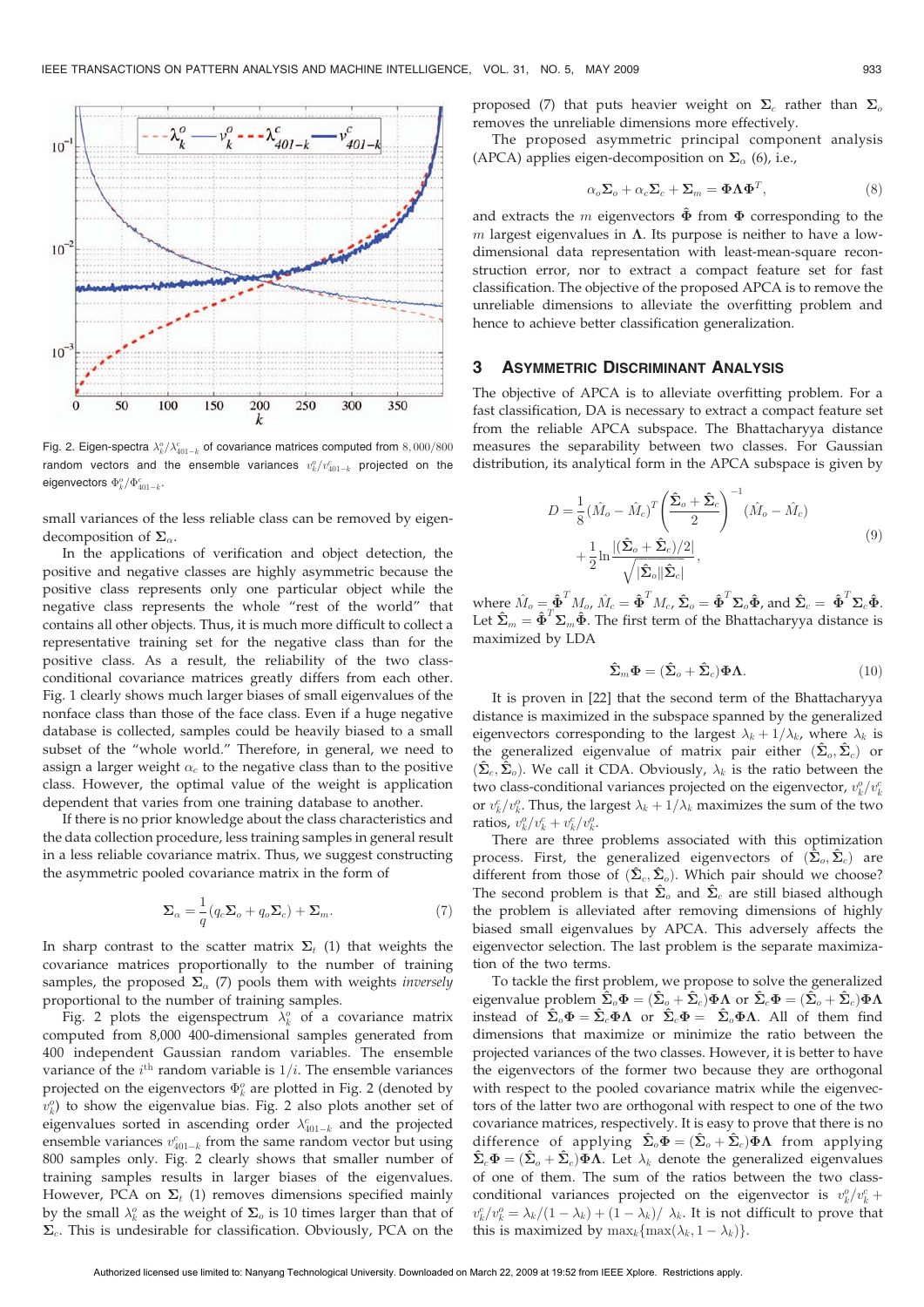Fig. 2. Eigen-spectra $\lambda_k^o/\lambda_{401-k}^c$ of covariance matrices computed from 8,000/800 random vectors and the ensemble variances $v_k^o/v_{401-k}^c$ projected on the eigenvectors $\Phi_k^o/\Phi_{401-k}^c$.

small variances of the less reliable class can be removed by eigen-decomposition of $\Sigma_\alpha$.

In the applications of verification and object detection, the positive and negative classes are highly asymmetric because the positive class represents only one particular object while the negative class represents the whole "rest of the world" that contains all other objects. Thus, it is much more difficult to collect a representative training set for the negative class than for the positive class. As a result, the reliability of the two class-conditional covariance matrices greatly differs from each other. Fig. 1 clearly shows much larger biases of small eigenvalues of the nonface class than those of the face class. Even if a huge negative database is collected, samples could be heavily biased to a small subset of the "whole world." Therefore, in general, we need to assign a larger weight $\alpha_c$ to the negative class than to the positive class. However, the optimal value of the weight is application dependent that varies from one training database to another.

If there is no prior knowledge about the class characteristics and the data collection procedure, less training samples in general result in a less reliable covariance matrix. Thus, we suggest constructing the asymmetric pooled covariance matrix in the form of

$$\Sigma_\alpha = \frac{1}{q}(q_c\Sigma_o + q_o\Sigma_c) + \Sigma_m. \tag{7}$$

In sharp contrast to the scatter matrix $\Sigma_t$ (1) that weights the covariance matrices proportionally to the number of training samples, the proposed $\Sigma_\alpha$ (7) pools them with weights *inversely* proportional to the number of training samples.

Fig. 2 plots the eigenspectrum $\lambda_k^o$ of a covariance matrix computed from 8,000 400-dimensional samples generated from 400 independent Gaussian random variables. The ensemble variance of the $i^{\text{th}}$ random variable is $1/i$. The ensemble variances projected on the eigenvectors $\Phi_k^o$ are plotted in Fig. 2 (denoted by $v_k^o$) to show the eigenvalue bias. Fig. 2 also plots another set of eigenvalues sorted in ascending order $\lambda_{401-k}^c$ and the projected ensemble variances $v_{401-k}^c$ from the same random vector but using 800 samples only. Fig. 2 clearly shows that smaller number of training samples results in larger biases of the eigenvalues. However, PCA on $\Sigma_t$ (1) removes dimensions specified mainly by the small $\lambda_k^o$ as the weight of $\Sigma_o$ is 10 times larger than that of $\Sigma_c$. This is undesirable for classification. Obviously, PCA on the proposed (7) that puts heavier weight on $\Sigma_c$ rather than $\Sigma_o$ removes the unreliable dimensions more effectively.

The proposed asymmetric principal component analysis (APCA) applies eigen-decomposition on $\Sigma_\alpha$ (6), i.e.,

$$\alpha_o\Sigma_o + \alpha_c\Sigma_c + \Sigma_m = \Phi\Lambda\Phi^T, \tag{8}$$

and extracts the $m$ eigenvectors $\hat{\Phi}$ from $\Phi$ corresponding to the $m$ largest eigenvalues in $\Lambda$. Its purpose is neither to have a low-dimensional data representation with least-mean-square reconstruction error, nor to extract a compact feature set for fast classification. The objective of the proposed APCA is to remove the unreliable dimensions to alleviate the overfitting problem and hence to achieve better classification generalization.

## 3 Asymmetric Discriminant Analysis

The objective of APCA is to alleviate overfitting problem. For a fast classification, DA is necessary to extract a compact feature set from the reliable APCA subspace. The Bhattacharyya distance measures the separability between two classes. For Gaussian distribution, its analytical form in the APCA subspace is given by

$$D = \frac{1}{8}(\hat{M}_o - \hat{M}_c)^T\left(\frac{\hat{\Sigma}_o + \hat{\Sigma}_c}{2}\right)^{-1}(\hat{M}_o - \hat{M}_c) + \frac{1}{2}\ln\frac{|(\hat{\Sigma}_o + \hat{\Sigma}_c)/2|}{\sqrt{|\hat{\Sigma}_o||\hat{\Sigma}_c|}}, \tag{9}$$

where $\hat{M}_o = \hat{\Phi}^T M_o$, $\hat{M}_c = \hat{\Phi}^T M_c$, $\hat{\Sigma}_o = \hat{\Phi}^T\Sigma_o\hat{\Phi}$, and $\hat{\Sigma}_c = \hat{\Phi}^T\Sigma_c\hat{\Phi}$. Let $\hat{\Sigma}_m = \hat{\Phi}^T\Sigma_m\hat{\Phi}$. The first term of the Bhattacharyya distance is maximized by LDA

$$\hat{\Sigma}_m\Phi = (\hat{\Sigma}_o + \hat{\Sigma}_c)\Phi\Lambda. \tag{10}$$

It is proven in [22] that the second term of the Bhattacharyya distance is maximized in the subspace spanned by the generalized eigenvectors corresponding to the largest $\lambda_k + 1/\lambda_k$, where $\lambda_k$ is the generalized eigenvalue of matrix pair either $(\hat{\Sigma}_o, \hat{\Sigma}_c)$ or $(\hat{\Sigma}_c, \hat{\Sigma}_o)$. We call it CDA. Obviously, $\lambda_k$ is the ratio between the two class-conditional variances projected on the eigenvector, $v_k^o/v_k^c$ or $v_k^c/v_k^o$. Thus, the largest $\lambda_k + 1/\lambda_k$ maximizes the sum of the two ratios, $v_k^o/v_k^c + v_k^c/v_k^o$.

There are three problems associated with this optimization process. First, the generalized eigenvectors of $(\hat{\Sigma}_c, \hat{\Sigma}_o)$ are different from those of $(\hat{\Sigma}_c, \hat{\Sigma}_o)$. Which pair should we choose? The second problem is that $\hat{\Sigma}_o$ and $\hat{\Sigma}_c$ are still biased although the problem is alleviated after removing dimensions of highly biased small eigenvalues by APCA. This adversely affects the eigenvector selection. The last problem is the separate maximization of the two terms.

To tackle the first problem, we propose to solve the generalized eigenvalue problem $\hat{\Sigma}_o\Phi = (\hat{\Sigma}_o + \hat{\Sigma}_c)\Phi\Lambda$ or $\hat{\Sigma}_c\Phi = (\hat{\Sigma}_o + \hat{\Sigma}_c)\Phi\Lambda$ instead of $\hat{\Sigma}_o\Phi = \hat{\Sigma}_c\Phi\Lambda$ or $\hat{\Sigma}_c\Phi = \hat{\Sigma}_o\Phi\Lambda$. All of them find dimensions that maximize or minimize the ratio between the projected variances of the two classes. However, it is better to have the eigenvectors of the former two because they are orthogonal with respect to the pooled covariance matrix while the eigenvectors of the latter two are orthogonal with respect to one of the two covariance matrices, respectively. It is easy to prove that there is no difference of applying $\hat{\Sigma}_o\Phi = (\hat{\Sigma}_o + \hat{\Sigma}_c)\Phi\Lambda$ from applying $\hat{\Sigma}_c\Phi = (\hat{\Sigma}_o + \hat{\Sigma}_c)\Phi\Lambda$. Let $\lambda_k$ denote the generalized eigenvalues of one of them. The sum of the ratios between the two class-conditional variances projected on the eigenvector is $v_k^o/v_k^c + v_k^c/v_k^o = \lambda_k/(1-\lambda_k) + (1-\lambda_k)/\lambda_k$. It is not difficult to prove that this is maximized by $\max_k\{\max(\lambda_k, 1-\lambda_k)\}$.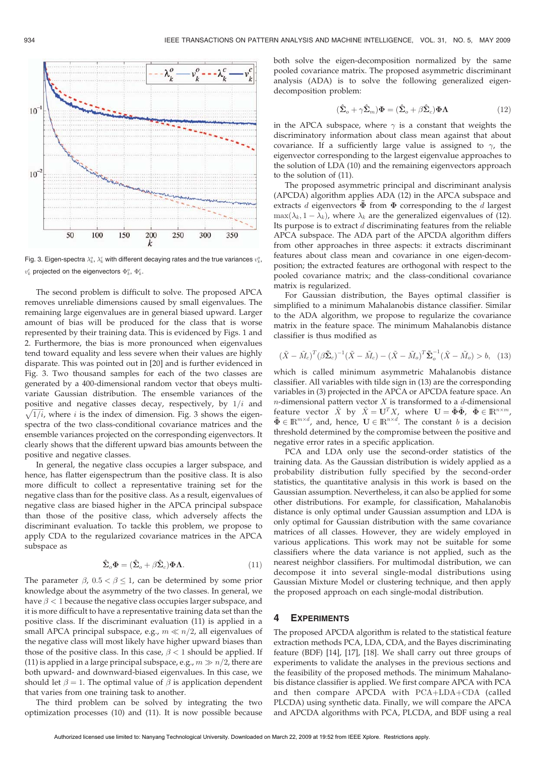Fig. 3. Eigen-spectra $\lambda_k^o$, $\lambda_k^c$ with different decaying rates and the true variances $v_k^o$, $v_k^c$ projected on the eigenvectors $\Phi_k^o$, $\Phi_k^c$.

The second problem is difficult to solve. The proposed APCA removes unreliable dimensions caused by small eigenvalues. The remaining large eigenvalues are in general biased upward. Larger amount of bias will be produced for the class that is worse represented by their training data. This is evidenced by Figs. 1 and 2. Furthermore, the bias is more pronounced when eigenvalues tend toward equality and less severe when their values are highly disparate. This was pointed out in [20] and is further evidenced in Fig. 3. Two thousand samples for each of the two classes are generated by a 400-dimensional random vector that obeys multivariate Gaussian distribution. The ensemble variances of the positive and negative classes decay, respectively, by $1/i$ and $\sqrt{1/i}$, where $i$ is the index of dimension. Fig. 3 shows the eigenspectra of the two class-conditional covariance matrices and the ensemble variances projected on the corresponding eigenvectors. It clearly shows that the different upward bias amounts between the positive and negative classes.

In general, the negative class occupies a larger subspace, and hence, has flatter eigenspectrum than the positive class. It is also more difficult to collect a representative training set for the negative class than for the positive class. As a result, eigenvalues of negative class are biased higher in the APCA principal subspace than those of the positive class, which adversely affects the discriminant evaluation. To tackle this problem, we propose to apply CDA to the regularized covariance matrices in the APCA subspace as

$$\hat{\Sigma}_o \Phi = (\hat{\Sigma}_o + \beta \hat{\Sigma}_c) \Phi \Lambda. \tag{11}$$

The parameter $\beta$, $0.5 < \beta \leq 1$, can be determined by some prior knowledge about the asymmetry of the two classes. In general, we have $\beta < 1$ because the negative class occupies larger subspace, and it is more difficult to have a representative training data set than the positive class. If the discriminant evaluation (11) is applied in a small APCA principal subspace, e.g., $m \ll n/2$, all eigenvalues of the negative class will most likely have higher upward biases than those of the positive class. In this case, $\beta < 1$ should be applied. If (11) is applied in a large principal subspace, e.g., $m \gg n/2$, there are both upward- and downward-biased eigenvalues. In this case, we should let $\beta = 1$. The optimal value of $\beta$ is application dependent that varies from one training task to another.

The third problem can be solved by integrating the two optimization processes (10) and (11). It is now possible because both solve the eigen-decomposition normalized by the same pooled covariance matrix. The proposed asymmetric discriminant analysis (ADA) is to solve the following generalized eigen-decomposition problem:

$$(\hat{\Sigma}_o + \gamma \hat{\Sigma}_m) \Phi = (\hat{\Sigma}_o + \beta \hat{\Sigma}_c) \Phi \Lambda \tag{12}$$

in the APCA subspace, where $\gamma$ is a constant that weights the discriminatory information about class mean against that about covariance. If a sufficiently large value is assigned to $\gamma$, the eigenvector corresponding to the largest eigenvalue approaches to the solution of LDA (10) and the remaining eigenvectors approach to the solution of (11).

The proposed asymmetric principal and discriminant analysis (APCDA) algorithm applies ADA (12) in the APCA subspace and extracts $d$ eigenvectors $\tilde{\Phi}$ from $\Phi$ corresponding to the $d$ largest $\max(\lambda_k, 1 - \lambda_k)$, where $\lambda_k$ are the generalized eigenvalues of (12). Its purpose is to extract $d$ discriminating features from the reliable APCA subspace. The ADA part of the APCDA algorithm differs from other approaches in three aspects: it extracts discriminant features about class mean and covariance in one eigen-decomposition; the extracted features are orthogonal with respect to the pooled covariance matrix; and the class-conditional covariance matrix is regularized.

For Gaussian distribution, the Bayes optimal classifier is simplified to a minimum Mahalanobis distance classifier. Similar to the ADA algorithm, we propose to regularize the covariance matrix in the feature space. The minimum Mahalanobis distance classifier is thus modified as

$$(\tilde{X} - \tilde{M}_c)^T (\beta \tilde{\Sigma}_c)^{-1} (\tilde{X} - \tilde{M}_c) - (\tilde{X} - \tilde{M}_o)^T \tilde{\Sigma}_o^{-1} (\tilde{X} - \tilde{M}_o) > b, \tag{13}$$

which is called minimum asymmetric Mahalanobis distance classifier. All variables with tilde sign in (13) are the corresponding variables in (3) projected in the APCA or APCDA feature space. An $n$-dimensional pattern vector $X$ is transformed to a $d$-dimensional feature vector $\tilde{X}$ by $\tilde{X} = \mathbf{U}^T X$, where $\mathbf{U} = \hat{\Phi}\tilde{\Phi}$, $\hat{\Phi} \in \mathbb{R}^{n \times m}$, $\tilde{\Phi} \in \mathbb{R}^{m \times d}$, and, hence, $\mathbf{U} \in \mathbb{R}^{n \times d}$. The constant $b$ is a decision threshold determined by the compromise between the positive and negative error rates in a specific application.

PCA and LDA only use the second-order statistics of the training data. As the Gaussian distribution is widely applied as a probability distribution fully specified by the second-order statistics, the quantitative analysis in this work is based on the Gaussian assumption. Nevertheless, it can also be applied for some other distributions. For example, for classification, Mahalanobis distance is only optimal under Gaussian assumption and LDA is only optimal for Gaussian distribution with the same covariance matrices of all classes. However, they are widely employed in various applications. This work may not be suitable for some classifiers where the data variance is not applied, such as the nearest neighbor classifiers. For multimodal distribution, we can decompose it into several single-modal distributions using Gaussian Mixture Model or clustering technique, and then apply the proposed approach on each single-modal distribution.

## 4 Experiments

The proposed APCDA algorithm is related to the statistical feature extraction methods PCA, LDA, CDA, and the Bayes discriminating feature (BDF) [14], [17], [18]. We shall carry out three groups of experiments to validate the analyses in the previous sections and the feasibility of the proposed methods. The minimum Mahalanobis distance classifier is applied. We first compare APCA with PCA and then compare APCDA with PCA+LDA+CDA (called PLCDA) using synthetic data. Finally, we will compare the APCA and APCDA algorithms with PCA, PLCDA, and BDF using a real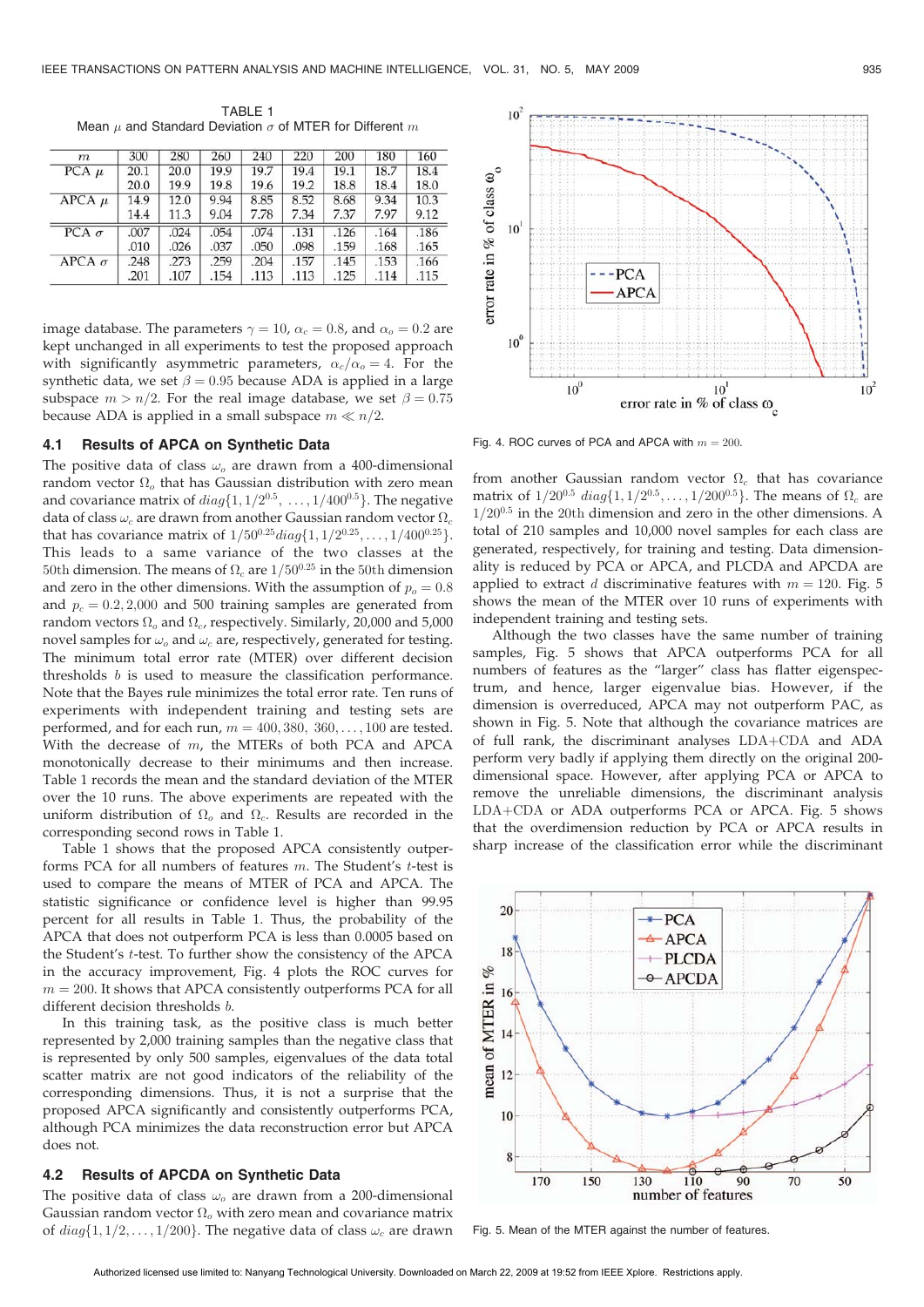TABLE 1
Mean $\mu$ and Standard Deviation $\sigma$ of MTER for Different $m$

| $m$ | 300 | 280 | 260 | 240 | 220 | 200 | 180 | 160 |
|---|---|---|---|---|---|---|---|---|
| PCA $\mu$ | 20.1 | 20.0 | 19.9 | 19.7 | 19.4 | 19.1 | 18.7 | 18.4 |
| | 20.0 | 19.9 | 19.8 | 19.6 | 19.2 | 18.8 | 18.4 | 18.0 |
| APCA $\mu$ | 14.9 | 12.0 | 9.94 | 8.85 | 8.52 | 8.68 | 9.34 | 10.3 |
| | 14.4 | 11.3 | 9.04 | 7.78 | 7.34 | 7.37 | 7.97 | 9.12 |
| PCA $\sigma$ | .007 | .024 | .054 | .074 | .131 | .126 | .164 | .186 |
| | .010 | .026 | .037 | .050 | .098 | .159 | .168 | .165 |
| APCA $\sigma$ | .248 | .273 | .259 | .204 | .157 | .145 | .153 | .166 |
| | .201 | .107 | .154 | .113 | .113 | .125 | .114 | .115 |

image database. The parameters $\gamma = 10$, $\alpha_c = 0.8$, and $\alpha_o = 0.2$ are kept unchanged in all experiments to test the proposed approach with significantly asymmetric parameters, $\alpha_c/\alpha_o = 4$. For the synthetic data, we set $\beta = 0.95$ because ADA is applied in a large subspace $m > n/2$. For the real image database, we set $\beta = 0.75$ because ADA is applied in a small subspace $m \ll n/2$.

### 4.1 Results of APCA on Synthetic Data

The positive data of class $\omega_o$ are drawn from a 400-dimensional random vector $\Omega_o$ that has Gaussian distribution with zero mean and covariance matrix of $diag\{1, 1/2^{0.5}, \ldots, 1/400^{0.5}\}$. The negative data of class $\omega_c$ are drawn from another Gaussian random vector $\Omega_c$ that has covariance matrix of $1/50^{0.25} diag\{1, 1/2^{0.25}, \ldots, 1/400^{0.25}\}$. This leads to a same variance of the two classes at the 50th dimension. The means of $\Omega_c$ are $1/50^{0.25}$ in the 50th dimension and zero in the other dimensions. With the assumption of $p_o = 0.8$ and $p_c = 0.2$, 2,000 and 500 training samples are generated from random vectors $\Omega_o$ and $\Omega_c$, respectively. Similarly, 20,000 and 5,000 novel samples for $\omega_o$ and $\omega_c$ are, respectively, generated for testing. The minimum total error rate (MTER) over different decision thresholds $b$ is used to measure the classification performance. Note that the Bayes rule minimizes the total error rate. Ten runs of experiments with independent training and testing sets are performed, and for each run, $m = 400, 380, 360, \ldots, 100$ are tested. With the decrease of $m$, the MTERs of both PCA and APCA monotonically decrease to their minimums and then increase. Table 1 records the mean and the standard deviation of the MTER over the 10 runs. The above experiments are repeated with the uniform distribution of $\Omega_o$ and $\Omega_c$. Results are recorded in the corresponding second rows in Table 1.

Table 1 shows that the proposed APCA consistently outperforms PCA for all numbers of features $m$. The Student's $t$-test is used to compare the means of MTER of PCA and APCA. The statistic significance or confidence level is higher than 99.95 percent for all results in Table 1. Thus, the probability of the APCA that does not outperform PCA is less than 0.0005 based on the Student's $t$-test. To further show the consistency of the APCA in the accuracy improvement, Fig. 4 plots the ROC curves for $m = 200$. It shows that APCA consistently outperforms PCA for all different decision thresholds $b$.

In this training task, as the positive class is much better represented by 2,000 training samples than the negative class that is represented by only 500 samples, eigenvalues of the data total scatter matrix are not good indicators of the reliability of the corresponding dimensions. Thus, it is not a surprise that the proposed APCA significantly and consistently outperforms PCA, although PCA minimizes the data reconstruction error but APCA does not.

### 4.2 Results of APCDA on Synthetic Data

The positive data of class $\omega_o$ are drawn from a 200-dimensional Gaussian random vector $\Omega_o$ with zero mean and covariance matrix of $diag\{1, 1/2, \ldots, 1/200\}$. The negative data of class $\omega_c$ are drawn from another Gaussian random vector $\Omega_c$ that has covariance matrix of $1/20^{0.5}\ diag\{1, 1/2^{0.5}, \ldots, 1/200^{0.5}\}$. The means of $\Omega_c$ are $1/20^{0.5}$ in the 20th dimension and zero in the other dimensions. A total of 210 samples and 10,000 novel samples for each class are generated, respectively, for training and testing. Data dimensionality is reduced by PCA or APCA, and PLCDA and APCDA are applied to extract $d$ discriminative features with $m = 120$. Fig. 5 shows the mean of the MTER over 10 runs of experiments with independent training and testing sets.

Although the two classes have the same number of training samples, Fig. 5 shows that APCA outperforms PCA for all numbers of features as the "larger" class has flatter eigenspectrum, and hence, larger eigenvalue bias. However, if the dimension is overreduced, APCA may not outperform PAC, as shown in Fig. 5. Note that although the covariance matrices are of full rank, the discriminant analyses LDA+CDA and ADA perform very badly if applying them directly on the original 200-dimensional space. However, after applying PCA or APCA to remove the unreliable dimensions, the discriminant analysis LDA+CDA or ADA outperforms PCA or APCA. Fig. 5 shows that the overdimension reduction by PCA or APCA results in sharp increase of the classification error while the discriminant

Fig. 4. ROC curves of PCA and APCA with $m = 200$.

Fig. 5. Mean of the MTER against the number of features.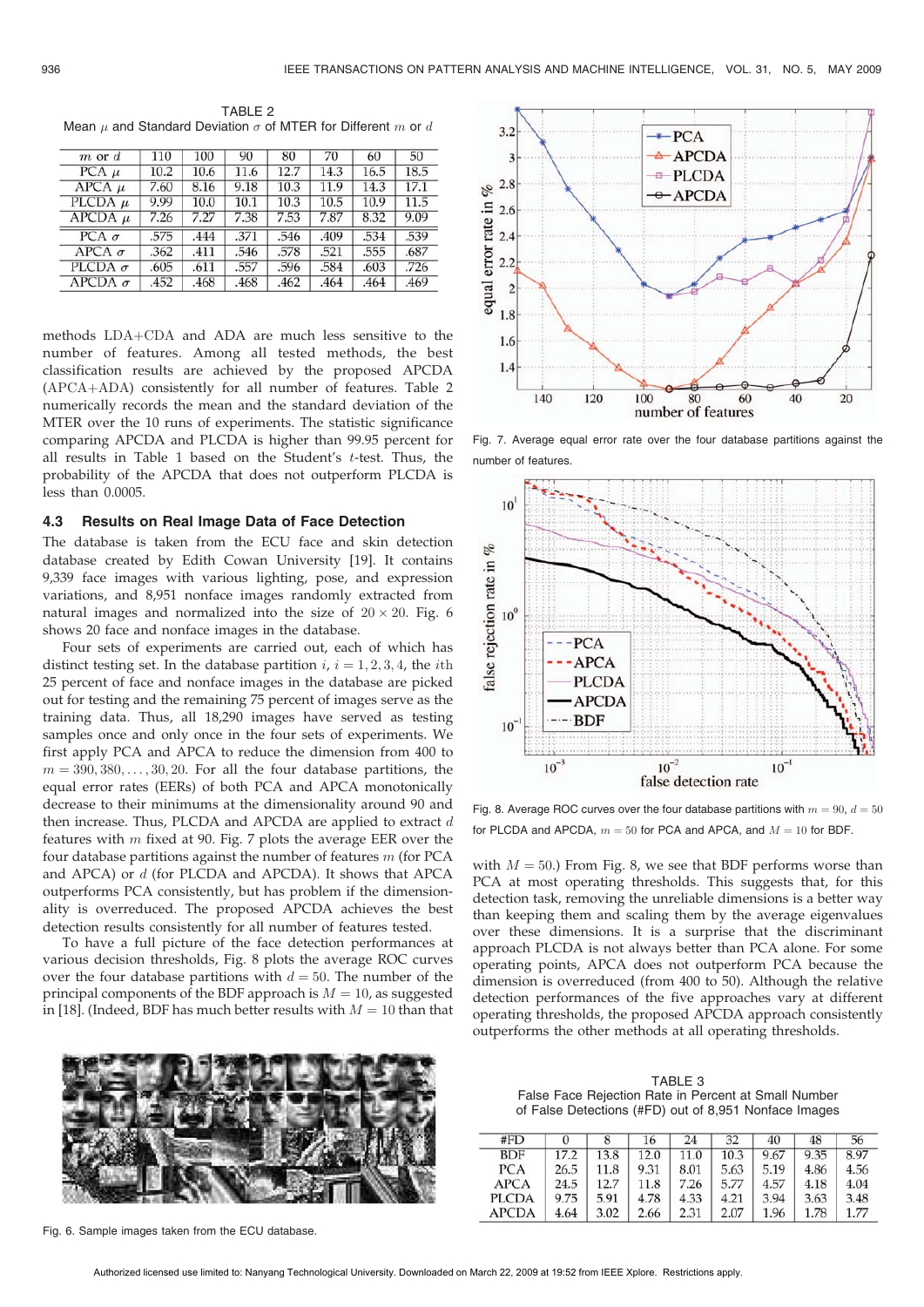TABLE 2
Mean $\mu$ and Standard Deviation $\sigma$ of MTER for Different $m$ or $d$

| $m$ or $d$ | 110 | 100 | 90 | 80 | 70 | 60 | 50 |
|---|---|---|---|---|---|---|---|
| PCA $\mu$ | 10.2 | 10.6 | 11.6 | 12.7 | 14.3 | 16.5 | 18.5 |
| APCA $\mu$ | 7.60 | 8.16 | 9.18 | 10.3 | 11.9 | 14.3 | 17.1 |
| PLCDA $\mu$ | 9.99 | 10.0 | 10.1 | 10.3 | 10.5 | 10.9 | 11.5 |
| APCDA $\mu$ | 7.26 | 7.27 | 7.38 | 7.53 | 7.87 | 8.32 | 9.09 |
| PCA $\sigma$ | .575 | .444 | .371 | .546 | .409 | .534 | .539 |
| APCA $\sigma$ | .362 | .411 | .546 | .578 | .521 | .555 | .687 |
| PLCDA $\sigma$ | .605 | .611 | .557 | .596 | .584 | .603 | .726 |
| APCDA $\sigma$ | .452 | .468 | .468 | .462 | .464 | .464 | .469 |

methods LDA+CDA and ADA are much less sensitive to the number of features. Among all tested methods, the best classification results are achieved by the proposed APCDA (APCA+ADA) consistently for all number of features. Table 2 numerically records the mean and the standard deviation of the MTER over the 10 runs of experiments. The statistic significance comparing APCDA and PLCDA is higher than 99.95 percent for all results in Table 1 based on the Student's $t$-test. Thus, the probability of the APCDA that does not outperform PLCDA is less than 0.0005.

### 4.3 Results on Real Image Data of Face Detection

The database is taken from the ECU face and skin detection database created by Edith Cowan University [19]. It contains 9,339 face images with various lighting, pose, and expression variations, and 8,951 nonface images randomly extracted from natural images and normalized into the size of $20 \times 20$. Fig. 6 shows 20 face and nonface images in the database.

Four sets of experiments are carried out, each of which has distinct testing set. In the database partition $i$, $i = 1, 2, 3, 4$, the $i$th 25 percent of face and nonface images in the database are picked out for testing and the remaining 75 percent of images serve as the training data. Thus, all 18,290 images have served as testing samples once and only once in the four sets of experiments. We first apply PCA and APCA to reduce the dimension from 400 to $m = 390, 380, \ldots, 30, 20$. For all the four database partitions, the equal error rates (EERs) of both PCA and APCA monotonically decrease to their minimums at the dimensionality around 90 and then increase. Thus, PLCDA and APCDA are applied to extract $d$ features with $m$ fixed at 90. Fig. 7 plots the average EER over the four database partitions against the number of features $m$ (for PCA and APCA) or $d$ (for PLCDA and APCDA). It shows that APCA outperforms PCA consistently, but has problem if the dimensionality is overreduced. The proposed APCDA achieves the best detection results consistently for all number of features tested.

To have a full picture of the face detection performances at various decision thresholds, Fig. 8 plots the average ROC curves over the four database partitions with $d = 50$. The number of the principal components of the BDF approach is $M = 10$, as suggested in [18]. (Indeed, BDF has much better results with $M = 10$ than that with $M = 50$.) From Fig. 8, we see that BDF performs worse than PCA at most operating thresholds. This suggests that, for this detection task, removing the unreliable dimensions is a better way than keeping them and scaling them by the average eigenvalues over these dimensions. It is a surprise that the discriminant approach PLCDA is not always better than PCA alone. For some operating points, APCA does not outperform PCA because the dimension is overreduced (from 400 to 50). Although the relative detection performances of the five approaches vary at different operating thresholds, the proposed APCDA approach consistently outperforms the other methods at all operating thresholds.

Fig. 6. Sample images taken from the ECU database.

Fig. 7. Average equal error rate over the four database partitions against the number of features.

Fig. 8. Average ROC curves over the four database partitions with $m = 90$, $d = 50$ for PLCDA and APCDA, $m = 50$ for PCA and APCA, and $M = 10$ for BDF.

TABLE 3
False Face Rejection Rate in Percent at Small Number of False Detections (#FD) out of 8,951 Nonface Images

| #FD | 0 | 8 | 16 | 24 | 32 | 40 | 48 | 56 |
|---|---|---|---|---|---|---|---|---|
| BDF | 17.2 | 13.8 | 12.0 | 11.0 | 10.3 | 9.67 | 9.35 | 8.97 |
| PCA | 26.5 | 11.8 | 9.31 | 8.01 | 5.63 | 5.19 | 4.86 | 4.56 |
| APCA | 24.5 | 12.7 | 11.8 | 7.26 | 5.77 | 4.57 | 4.18 | 4.04 |
| PLCDA | 9.75 | 5.91 | 4.78 | 4.33 | 4.21 | 3.94 | 3.63 | 3.48 |
| APCDA | 4.64 | 3.02 | 2.66 | 2.31 | 2.07 | 1.96 | 1.78 | 1.77 |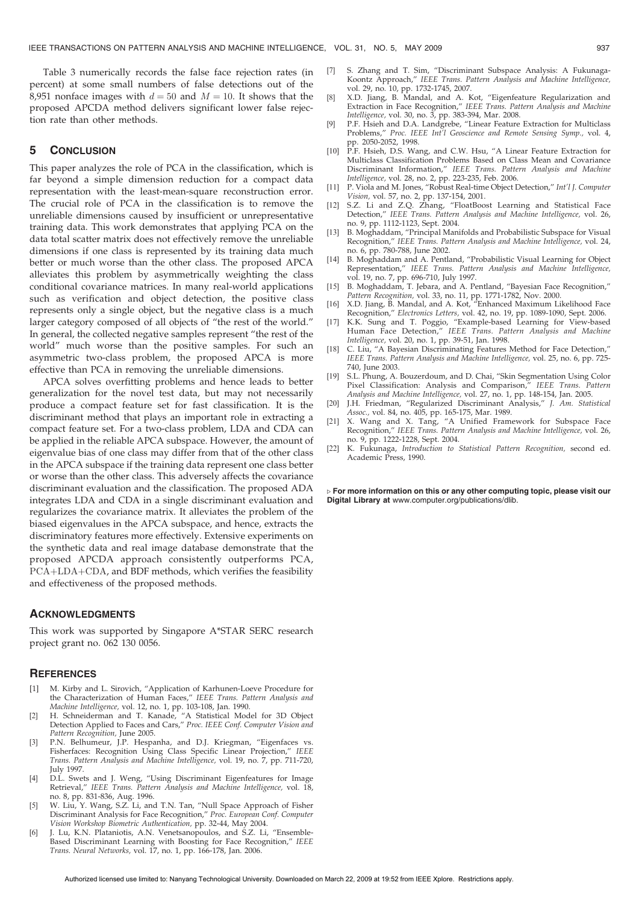Table 3 numerically records the false face rejection rates (in percent) at some small numbers of false detections out of the 8,951 nonface images with $d = 50$ and $M = 10$. It shows that the proposed APCDA method delivers significant lower false rejection rate than other methods.

## 5 Conclusion

This paper analyzes the role of PCA in the classification, which is far beyond a simple dimension reduction for a compact data representation with the least-mean-square reconstruction error. The crucial role of PCA in the classification is to remove the unreliable dimensions caused by insufficient or unrepresentative training data. This work demonstrates that applying PCA on the data total scatter matrix does not effectively remove the unreliable dimensions if one class is represented by its training data much better or much worse than the other class. The proposed APCA alleviates this problem by asymmetrically weighting the class conditional covariance matrices. In many real-world applications such as verification and object detection, the positive class represents only a single object, but the negative class is a much larger category composed of all objects of "the rest of the world." In general, the collected negative samples represent "the rest of the world" much worse than the positive samples. For such an asymmetric two-class problem, the proposed APCA is more effective than PCA in removing the unreliable dimensions.

APCA solves overfitting problems and hence leads to better generalization for the novel test data, but may not necessarily produce a compact feature set for fast classification. It is the discriminant method that plays an important role in extracting a compact feature set. For a two-class problem, LDA and CDA can be applied in the reliable APCA subspace. However, the amount of eigenvalue bias of one class may differ from that of the other class in the APCA subspace if the training data represent one class better or worse than the other class. This adversely affects the covariance discriminant evaluation and the classification. The proposed ADA integrates LDA and CDA in a single discriminant evaluation and regularizes the covariance matrix. It alleviates the problem of the biased eigenvalues in the APCA subspace, and hence, extracts the discriminatory features more effectively. Extensive experiments on the synthetic data and real image database demonstrate that the proposed APCDA approach consistently outperforms PCA, PCA+LDA+CDA, and BDF methods, which verifies the feasibility and effectiveness of the proposed methods.

## Acknowledgments

This work was supported by Singapore A*STAR SERC research project grant no. 062 130 0056.

## References

[1] M. Kirby and L. Sirovich, "Application of Karhunen-Loeve Procedure for the Characterization of Human Faces," *IEEE Trans. Pattern Analysis and Machine Intelligence,* vol. 12, no. 1, pp. 103-108, Jan. 1990.

[2] H. Schneiderman and T. Kanade, "A Statistical Model for 3D Object Detection Applied to Faces and Cars," *Proc. IEEE Conf. Computer Vision and Pattern Recognition,* June 2005.

[3] P.N. Belhumeur, J.P. Hespanha, and D.J. Kriegman, "Eigenfaces vs. Fisherfaces: Recognition Using Class Specific Linear Projection," *IEEE Trans. Pattern Analysis and Machine Intelligence,* vol. 19, no. 7, pp. 711-720, July 1997.

[4] D.L. Swets and J. Weng, "Using Discriminant Eigenfeatures for Image Retrieval," *IEEE Trans. Pattern Analysis and Machine Intelligence,* vol. 18, no. 8, pp. 831-836, Aug. 1996.

[5] W. Liu, Y. Wang, S.Z. Li, and T.N. Tan, "Null Space Approach of Fisher Discriminant Analysis for Face Recognition," *Proc. European Conf. Computer Vision Workshop Biometric Authentication,* pp. 32-44, May 2004.

[6] J. Lu, K.N. Plataniotis, A.N. Venetsanopoulos, and S.Z. Li, "Ensemble-Based Discriminant Learning with Boosting for Face Recognition," *IEEE Trans. Neural Networks,* vol. 17, no. 1, pp. 166-178, Jan. 2006.

[7] S. Zhang and T. Sim, "Discriminant Subspace Analysis: A Fukunaga-Koontz Approach," *IEEE Trans. Pattern Analysis and Machine Intelligence,* vol. 29, no. 10, pp. 1732-1745, 2007.

[8] X.D. Jiang, B. Mandal, and A. Kot, "Eigenfeature Regularization and Extraction in Face Recognition," *IEEE Trans. Pattern Analysis and Machine Intelligence,* vol. 30, no. 3, pp. 383-394, Mar. 2008.

[9] P.F. Hsieh and D.A. Landgrebe, "Linear Feature Extraction for Multiclass Problems," *Proc. IEEE Int'l Geoscience and Remote Sensing Symp.,* vol. 4, pp. 2050-2052, 1998.

[10] P.F. Hsieh, D.S. Wang, and C.W. Hsu, "A Linear Feature Extraction for Multiclass Classification Problems Based on Class Mean and Covariance Discriminant Information," *IEEE Trans. Pattern Analysis and Machine Intelligence,* vol. 28, no. 2, pp. 223-235, Feb. 2006.

[11] P. Viola and M. Jones, "Robust Real-time Object Detection," *Int'l J. Computer Vision,* vol. 57, no. 2, pp. 137-154, 2001.

[12] S.Z. Li and Z.Q. Zhang, "FloatBoost Learning and Statistical Face Detection," *IEEE Trans. Pattern Analysis and Machine Intelligence,* vol. 26, no. 9, pp. 1112-1123, Sept. 2004.

[13] B. Moghaddam, "Principal Manifolds and Probabilistic Subspace for Visual Recognition," *IEEE Trans. Pattern Analysis and Machine Intelligence,* vol. 24, no. 6, pp. 780-788, June 2002.

[14] B. Moghaddam and A. Pentland, "Probabilistic Visual Learning for Object Representation," *IEEE Trans. Pattern Analysis and Machine Intelligence,* vol. 19, no. 7, pp. 696-710, July 1997.

[15] B. Moghaddam, T. Jebara, and A. Pentland, "Bayesian Face Recognition," *Pattern Recognition,* vol. 33, no. 11, pp. 1771-1782, Nov. 2000.

[16] X.D. Jiang, B. Mandal, and A. Kot, "Enhanced Maximum Likelihood Face Recognition," *Electronics Letters,* vol. 42, no. 19, pp. 1089-1090, Sept. 2006.

[17] K.K. Sung and T. Poggio, "Example-based Learning for View-based Human Face Detection," *IEEE Trans. Pattern Analysis and Machine Intelligence,* vol. 20, no. 1, pp. 39-51, Jan. 1998.

[18] C. Liu, "A Bayesian Discriminating Features Method for Face Detection," *IEEE Trans. Pattern Analysis and Machine Intelligence,* vol. 25, no. 6, pp. 725-740, June 2003.

[19] S.L. Phung, A. Bouzerdoum, and D. Chai, "Skin Segmentation Using Color Pixel Classification: Analysis and Comparison," *IEEE Trans. Pattern Analysis and Machine Intelligence,* vol. 27, no. 1, pp. 148-154, Jan. 2005.

[20] J.H. Friedman, "Regularized Discriminant Analysis," *J. Am. Statistical Assoc.,* vol. 84, no. 405, pp. 165-175, Mar. 1989.

[21] X. Wang and X. Tang, "A Unified Framework for Subspace Face Recognition," *IEEE Trans. Pattern Analysis and Machine Intelligence,* vol. 26, no. 9, pp. 1222-1228, Sept. 2004.

[22] K. Fukunaga, *Introduction to Statistical Pattern Recognition,* second ed. Academic Press, 1990.

▷ **For more information on this or any other computing topic, please visit our Digital Library at** www.computer.org/publications/dlib.